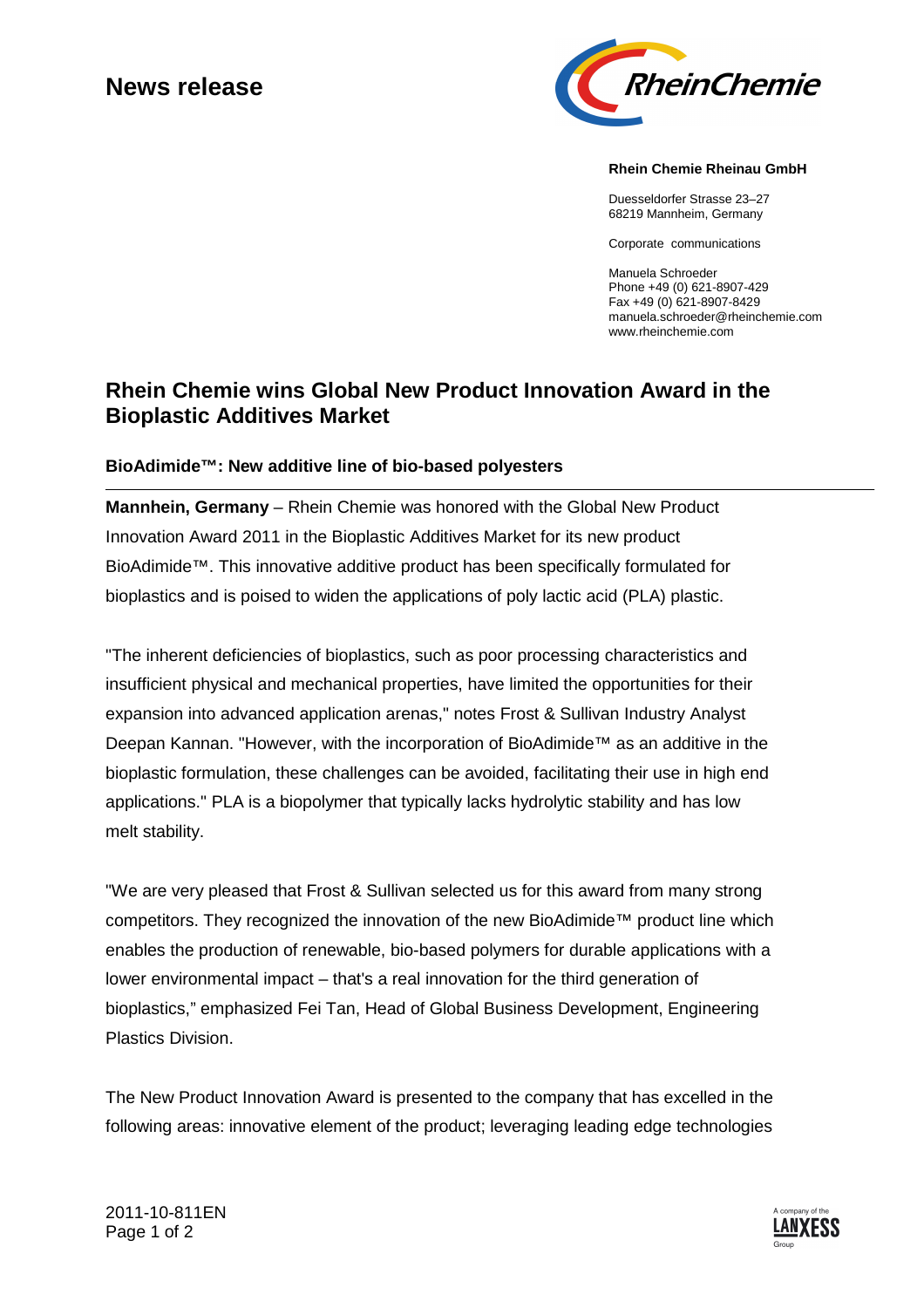# News release

**Rhein Chemie Rheinau GmbH**

Duesseldorfer Strasse 23–27
68219 Mannheim, Germany

Corporate communications

Manuela Schroeder
Phone +49 (0) 621-8907-429
Fax +49 (0) 621-8907-8429
manuela.schroeder@rheinchemie.com
www.rheinchemie.com

## Rhein Chemie wins Global New Product Innovation Award in the Bioplastic Additives Market

### BioAdimide™: New additive line of bio-based polyesters

**Mannhein, Germany** – Rhein Chemie was honored with the Global New Product Innovation Award 2011 in the Bioplastic Additives Market for its new product BioAdimide™. This innovative additive product has been specifically formulated for bioplastics and is poised to widen the applications of poly lactic acid (PLA) plastic.

"The inherent deficiencies of bioplastics, such as poor processing characteristics and insufficient physical and mechanical properties, have limited the opportunities for their expansion into advanced application arenas," notes Frost & Sullivan Industry Analyst Deepan Kannan. "However, with the incorporation of BioAdimide™ as an additive in the bioplastic formulation, these challenges can be avoided, facilitating their use in high end applications." PLA is a biopolymer that typically lacks hydrolytic stability and has low melt stability.

"We are very pleased that Frost & Sullivan selected us for this award from many strong competitors. They recognized the innovation of the new BioAdimide™ product line which enables the production of renewable, bio-based polymers for durable applications with a lower environmental impact – that's a real innovation for the third generation of bioplastics," emphasized Fei Tan, Head of Global Business Development, Engineering Plastics Division.

The New Product Innovation Award is presented to the company that has excelled in the following areas: innovative element of the product; leveraging leading edge technologies

2011-10-811EN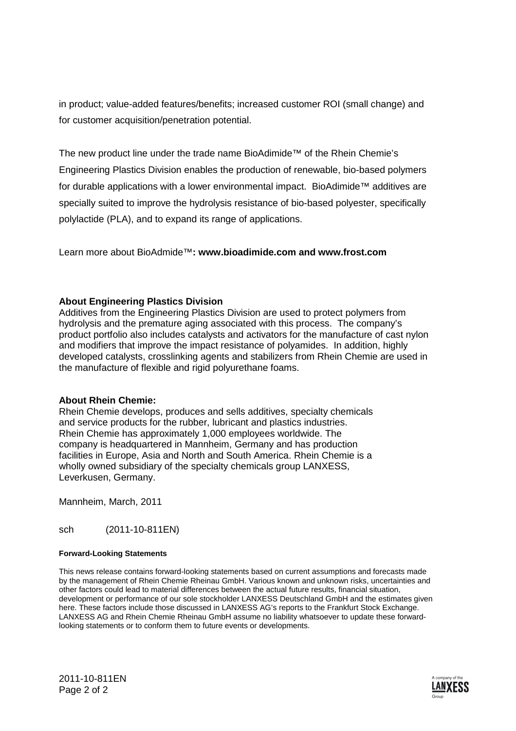in product; value-added features/benefits; increased customer ROI (small change) and for customer acquisition/penetration potential.

The new product line under the trade name BioAdimide™ of the Rhein Chemie's Engineering Plastics Division enables the production of renewable, bio-based polymers for durable applications with a lower environmental impact. BioAdimide™ additives are specially suited to improve the hydrolysis resistance of bio-based polyester, specifically polylactide (PLA), and to expand its range of applications.

Learn more about BioAdmide™**: www.bioadimide.com and www.frost.com**

**About Engineering Plastics Division**

Additives from the Engineering Plastics Division are used to protect polymers from hydrolysis and the premature aging associated with this process. The company's product portfolio also includes catalysts and activators for the manufacture of cast nylon and modifiers that improve the impact resistance of polyamides. In addition, highly developed catalysts, crosslinking agents and stabilizers from Rhein Chemie are used in the manufacture of flexible and rigid polyurethane foams.

**About Rhein Chemie:**

Rhein Chemie develops, produces and sells additives, specialty chemicals and service products for the rubber, lubricant and plastics industries. Rhein Chemie has approximately 1,000 employees worldwide. The company is headquartered in Mannheim, Germany and has production facilities in Europe, Asia and North and South America. Rhein Chemie is a wholly owned subsidiary of the specialty chemicals group LANXESS, Leverkusen, Germany.

Mannheim, March, 2011

sch (2011-10-811EN)

**Forward-Looking Statements**

This news release contains forward-looking statements based on current assumptions and forecasts made by the management of Rhein Chemie Rheinau GmbH. Various known and unknown risks, uncertainties and other factors could lead to material differences between the actual future results, financial situation, development or performance of our sole stockholder LANXESS Deutschland GmbH and the estimates given here. These factors include those discussed in LANXESS AG's reports to the Frankfurt Stock Exchange. LANXESS AG and Rhein Chemie Rheinau GmbH assume no liability whatsoever to update these forward-looking statements or to conform them to future events or developments.